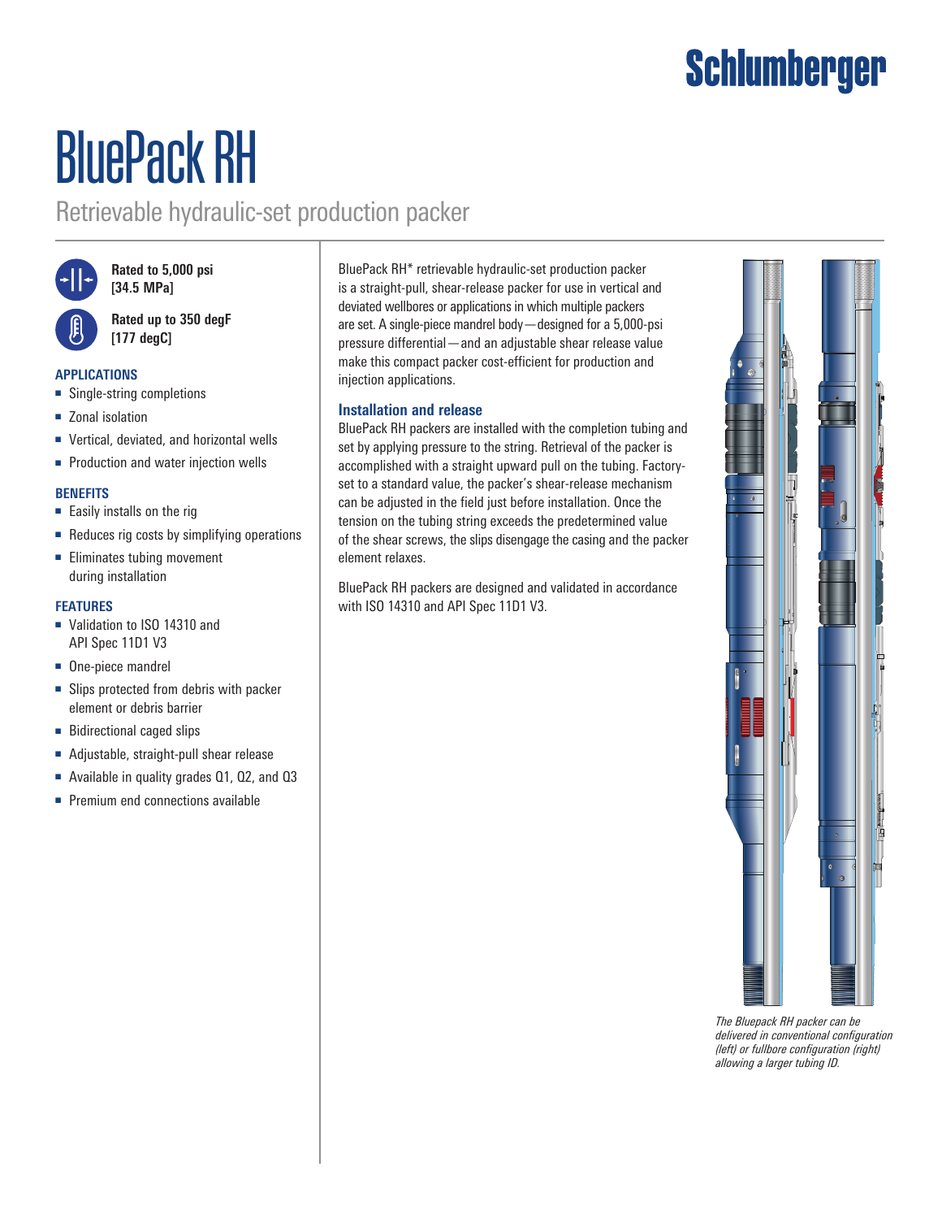# BluePack RH

## Retrievable hydraulic-set production packer

**Rated to 5,000 psi [34.5 MPa]**

**Rated up to 350 degF [177 degC]**

### APPLICATIONS

- Single-string completions
- Zonal isolation
- Vertical, deviated, and horizontal wells
- Production and water injection wells

### BENEFITS

- Easily installs on the rig
- Reduces rig costs by simplifying operations
- Eliminates tubing movement during installation

### FEATURES

- Validation to ISO 14310 and API Spec 11D1 V3
- One-piece mandrel
- Slips protected from debris with packer element or debris barrier
- Bidirectional caged slips
- Adjustable, straight-pull shear release
- Available in quality grades Q1, Q2, and Q3
- Premium end connections available

BluePack RH* retrievable hydraulic-set production packer is a straight-pull, shear-release packer for use in vertical and deviated wellbores or applications in which multiple packers are set. A single-piece mandrel body—designed for a 5,000-psi pressure differential—and an adjustable shear release value make this compact packer cost-efficient for production and injection applications.

### Installation and release

BluePack RH packers are installed with the completion tubing and set by applying pressure to the string. Retrieval of the packer is accomplished with a straight upward pull on the tubing. Factory-set to a standard value, the packer's shear-release mechanism can be adjusted in the field just before installation. Once the tension on the tubing string exceeds the predetermined value of the shear screws, the slips disengage the casing and the packer element relaxes.

BluePack RH packers are designed and validated in accordance with ISO 14310 and API Spec 11D1 V3.

*The Bluepack RH packer can be delivered in conventional configuration (left) or fullbore configuration (right) allowing a larger tubing ID.*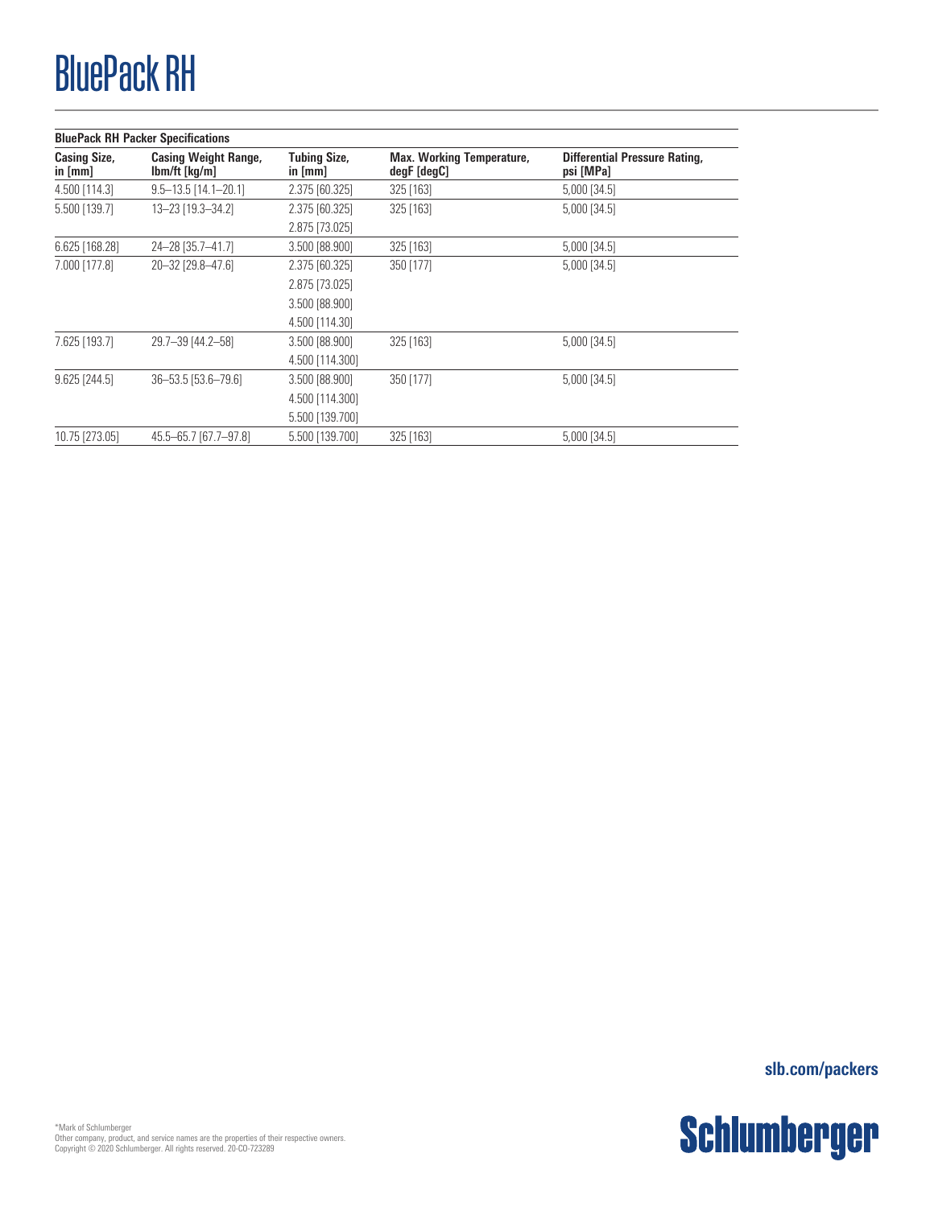# BluePack RH

**BluePack RH Packer Specifications**

| Casing Size, in [mm] | Casing Weight Range, lbm/ft [kg/m] | Tubing Size, in [mm] | Max. Working Temperature, degF [degC] | Differential Pressure Rating, psi [MPa] |
|---|---|---|---|---|
| 4.500 [114.3] | 9.5–13.5 [14.1–20.1] | 2.375 [60.325] | 325 [163] | 5,000 [34.5] |
| 5.500 [139.7] | 13–23 [19.3–34.2] | 2.375 [60.325] | 325 [163] | 5,000 [34.5] |
| | | 2.875 [73.025] | | |
| 6.625 [168.28] | 24–28 [35.7–41.7] | 3.500 [88.900] | 325 [163] | 5,000 [34.5] |
| 7.000 [177.8] | 20–32 [29.8–47.6] | 2.375 [60.325] | 350 [177] | 5,000 [34.5] |
| | | 2.875 [73.025] | | |
| | | 3.500 [88.900] | | |
| | | 4.500 [114.30] | | |
| 7.625 [193.7] | 29.7–39 [44.2–58] | 3.500 [88.900] | 325 [163] | 5,000 [34.5] |
| | | 4.500 [114.300] | | |
| 9.625 [244.5] | 36–53.5 [53.6–79.6] | 3.500 [88.900] | 350 [177] | 5,000 [34.5] |
| | | 4.500 [114.300] | | |
| | | 5.500 [139.700] | | |
| 10.75 [273.05] | 45.5–65.7 [67.7–97.8] | 5.500 [139.700] | 325 [163] | 5,000 [34.5] |

**slb.com/packers**

*Mark of Schlumberger
Other company, product, and service names are the properties of their respective owners.
Copyright © 2020 Schlumberger. All rights reserved. 20-CO-723289

Schlumberger